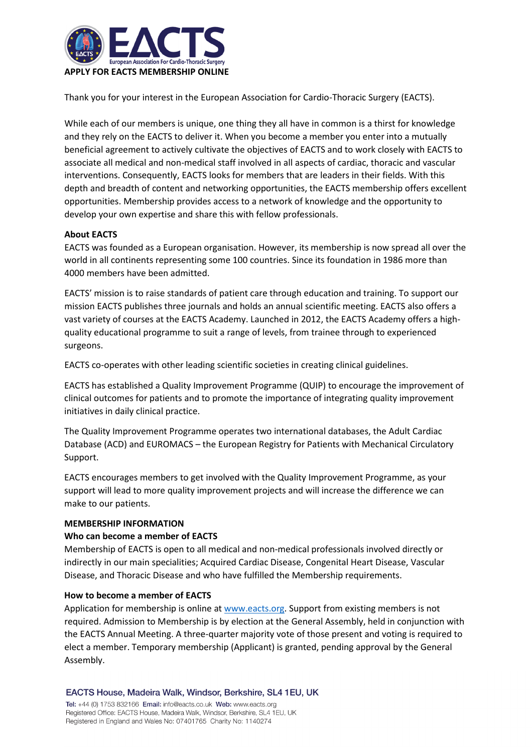## APPLY FOR EACTS MEMBERSHIP ONLINE

Thank you for your interest in the European Association for Cardio-Thoracic Surgery (EACTS).

While each of our members is unique, one thing they all have in common is a thirst for knowledge and they rely on the EACTS to deliver it. When you become a member you enter into a mutually beneficial agreement to actively cultivate the objectives of EACTS and to work closely with EACTS to associate all medical and non-medical staff involved in all aspects of cardiac, thoracic and vascular interventions. Consequently, EACTS looks for members that are leaders in their fields. With this depth and breadth of content and networking opportunities, the EACTS membership offers excellent opportunities. Membership provides access to a network of knowledge and the opportunity to develop your own expertise and share this with fellow professionals.

**About EACTS**

EACTS was founded as a European organisation. However, its membership is now spread all over the world in all continents representing some 100 countries. Since its foundation in 1986 more than 4000 members have been admitted.

EACTS' mission is to raise standards of patient care through education and training. To support our mission EACTS publishes three journals and holds an annual scientific meeting. EACTS also offers a vast variety of courses at the EACTS Academy. Launched in 2012, the EACTS Academy offers a high-quality educational programme to suit a range of levels, from trainee through to experienced surgeons.

EACTS co-operates with other leading scientific societies in creating clinical guidelines.

EACTS has established a Quality Improvement Programme (QUIP) to encourage the improvement of clinical outcomes for patients and to promote the importance of integrating quality improvement initiatives in daily clinical practice.

The Quality Improvement Programme operates two international databases, the Adult Cardiac Database (ACD) and EUROMACS – the European Registry for Patients with Mechanical Circulatory Support.

EACTS encourages members to get involved with the Quality Improvement Programme, as your support will lead to more quality improvement projects and will increase the difference we can make to our patients.

**MEMBERSHIP INFORMATION**

**Who can become a member of EACTS**

Membership of EACTS is open to all medical and non-medical professionals involved directly or indirectly in our main specialities; Acquired Cardiac Disease, Congenital Heart Disease, Vascular Disease, and Thoracic Disease and who have fulfilled the Membership requirements.

**How to become a member of EACTS**

Application for membership is online at [www.eacts.org](http://www.eacts.org). Support from existing members is not required. Admission to Membership is by election at the General Assembly, held in conjunction with the EACTS Annual Meeting. A three-quarter majority vote of those present and voting is required to elect a member. Temporary membership (Applicant) is granted, pending approval by the General Assembly.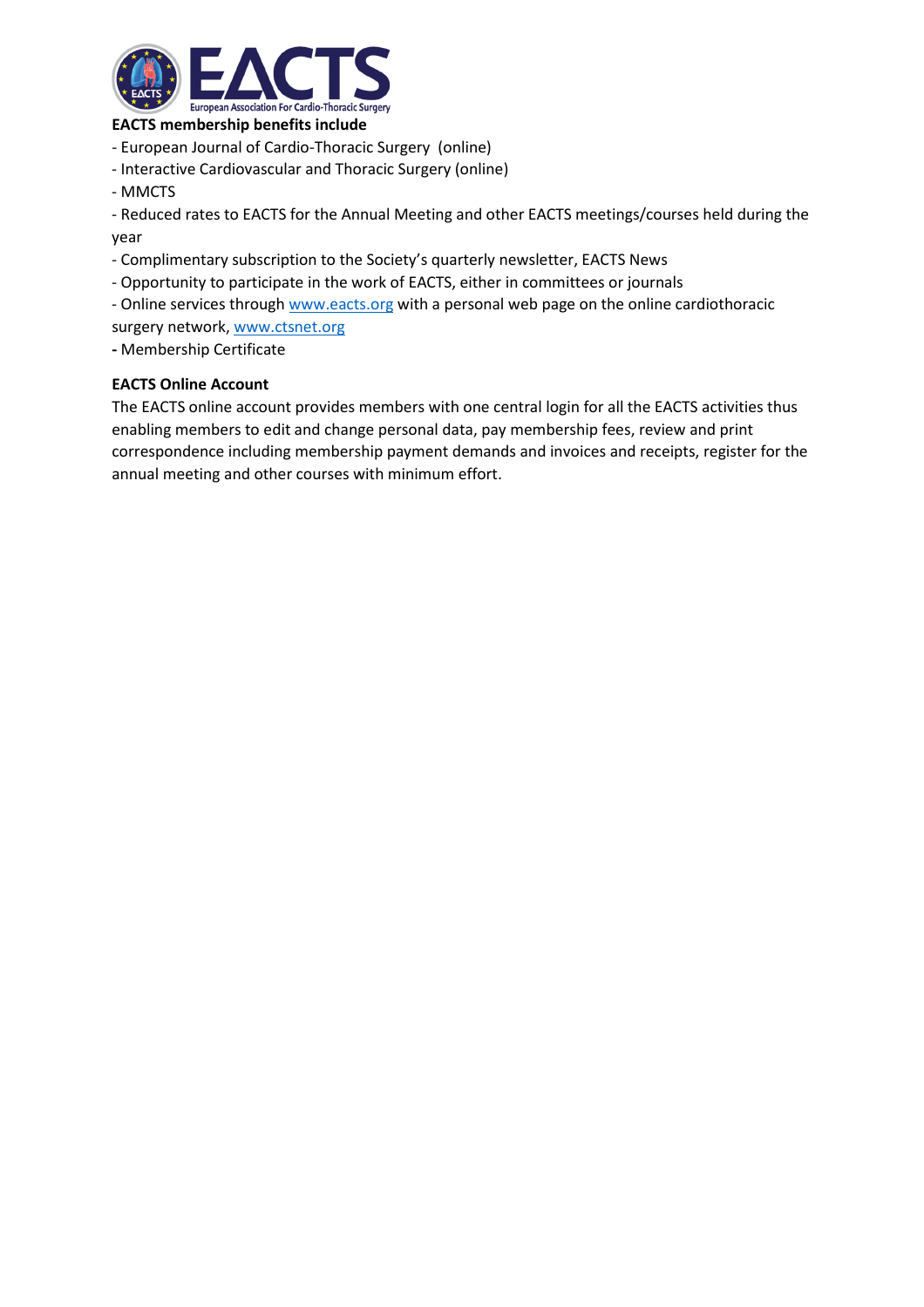**EACTS membership benefits include**

- European Journal of Cardio-Thoracic Surgery (online)
- Interactive Cardiovascular and Thoracic Surgery (online)
- MMCTS
- Reduced rates to EACTS for the Annual Meeting and other EACTS meetings/courses held during the year
- Complimentary subscription to the Society's quarterly newsletter, EACTS News
- Opportunity to participate in the work of EACTS, either in committees or journals
- Online services through www.eacts.org with a personal web page on the online cardiothoracic surgery network, www.ctsnet.org
- Membership Certificate

**EACTS Online Account**

The EACTS online account provides members with one central login for all the EACTS activities thus enabling members to edit and change personal data, pay membership fees, review and print correspondence including membership payment demands and invoices and receipts, register for the annual meeting and other courses with minimum effort.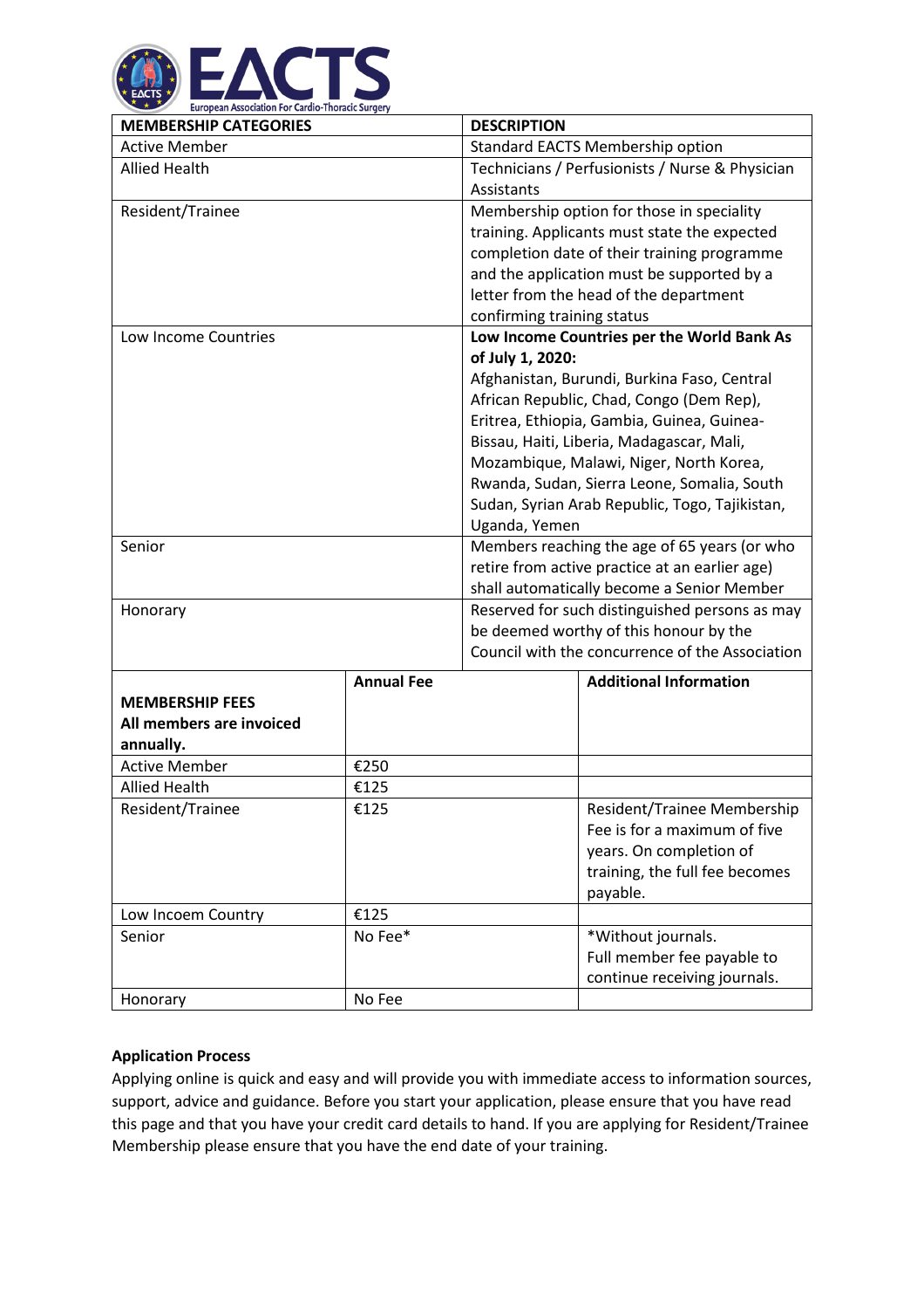| MEMBERSHIP CATEGORIES | DESCRIPTION |
|---|---|
| Active Member | Standard EACTS Membership option |
| Allied Health | Technicians / Perfusionists / Nurse & Physician Assistants |
| Resident/Trainee | Membership option for those in speciality training. Applicants must state the expected completion date of their training programme and the application must be supported by a letter from the head of the department confirming training status |
| Low Income Countries | **Low Income Countries per the World Bank As of July 1, 2020:** Afghanistan, Burundi, Burkina Faso, Central African Republic, Chad, Congo (Dem Rep), Eritrea, Ethiopia, Gambia, Guinea, Guinea-Bissau, Haiti, Liberia, Madagascar, Mali, Mozambique, Malawi, Niger, North Korea, Rwanda, Sudan, Sierra Leone, Somalia, South Sudan, Syrian Arab Republic, Togo, Tajikistan, Uganda, Yemen |
| Senior | Members reaching the age of 65 years (or who retire from active practice at an earlier age) shall automatically become a Senior Member |
| Honorary | Reserved for such distinguished persons as may be deemed worthy of this honour by the Council with the concurrence of the Association |

| **MEMBERSHIP FEES All members are invoiced annually.** | **Annual Fee** | **Additional Information** |
|---|---|---|
| Active Member | €250 | |
| Allied Health | €125 | |
| Resident/Trainee | €125 | Resident/Trainee Membership Fee is for a maximum of five years. On completion of training, the full fee becomes payable. |
| Low Incoem Country | €125 | |
| Senior | No Fee* | *Without journals. Full member fee payable to continue receiving journals. |
| Honorary | No Fee | |

**Application Process**

Applying online is quick and easy and will provide you with immediate access to information sources, support, advice and guidance. Before you start your application, please ensure that you have read this page and that you have your credit card details to hand. If you are applying for Resident/Trainee Membership please ensure that you have the end date of your training.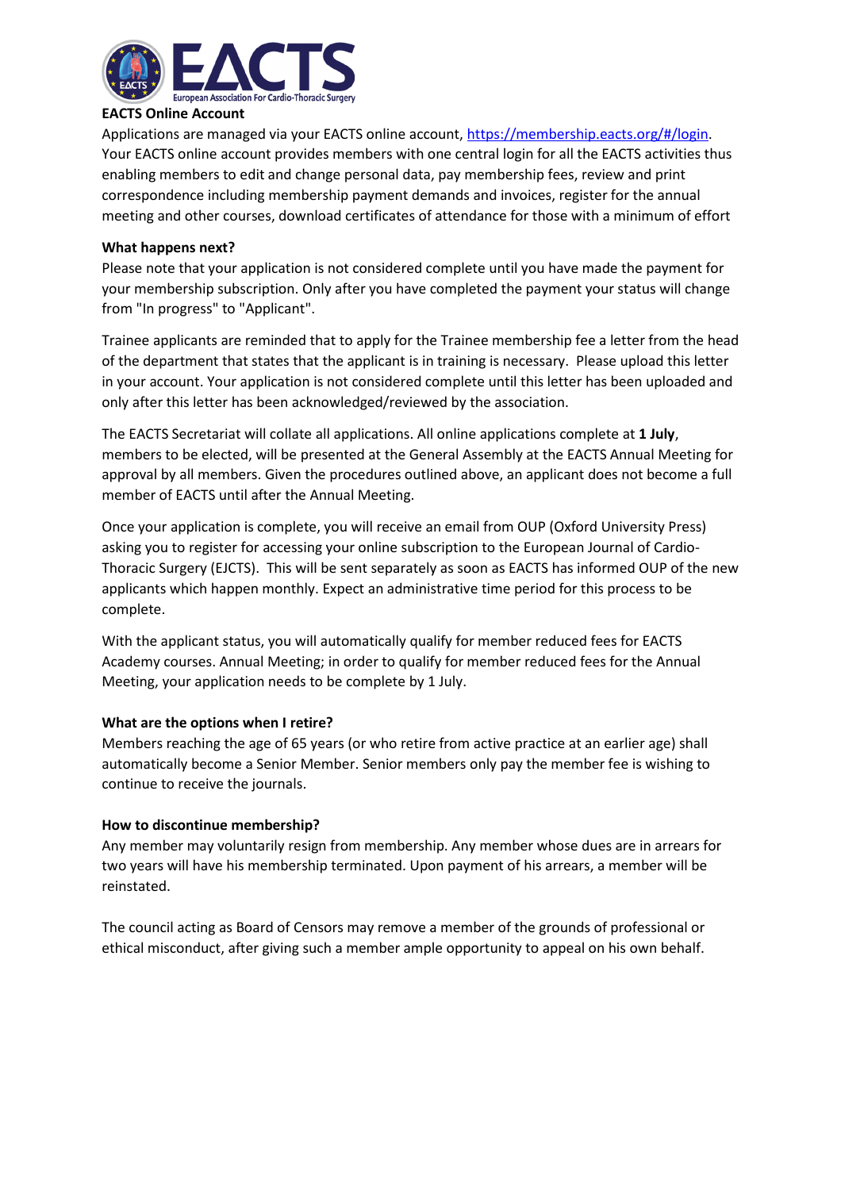**EACTS Online Account**

Applications are managed via your EACTS online account, https://membership.eacts.org/#/login. Your EACTS online account provides members with one central login for all the EACTS activities thus enabling members to edit and change personal data, pay membership fees, review and print correspondence including membership payment demands and invoices, register for the annual meeting and other courses, download certificates of attendance for those with a minimum of effort

**What happens next?**

Please note that your application is not considered complete until you have made the payment for your membership subscription. Only after you have completed the payment your status will change from "In progress" to "Applicant".

Trainee applicants are reminded that to apply for the Trainee membership fee a letter from the head of the department that states that the applicant is in training is necessary. Please upload this letter in your account. Your application is not considered complete until this letter has been uploaded and only after this letter has been acknowledged/reviewed by the association.

The EACTS Secretariat will collate all applications. All online applications complete at **1 July**, members to be elected, will be presented at the General Assembly at the EACTS Annual Meeting for approval by all members. Given the procedures outlined above, an applicant does not become a full member of EACTS until after the Annual Meeting.

Once your application is complete, you will receive an email from OUP (Oxford University Press) asking you to register for accessing your online subscription to the European Journal of Cardio-Thoracic Surgery (EJCTS). This will be sent separately as soon as EACTS has informed OUP of the new applicants which happen monthly. Expect an administrative time period for this process to be complete.

With the applicant status, you will automatically qualify for member reduced fees for EACTS Academy courses. Annual Meeting; in order to qualify for member reduced fees for the Annual Meeting, your application needs to be complete by 1 July.

**What are the options when I retire?**

Members reaching the age of 65 years (or who retire from active practice at an earlier age) shall automatically become a Senior Member. Senior members only pay the member fee is wishing to continue to receive the journals.

**How to discontinue membership?**

Any member may voluntarily resign from membership. Any member whose dues are in arrears for two years will have his membership terminated. Upon payment of his arrears, a member will be reinstated.

The council acting as Board of Censors may remove a member of the grounds of professional or ethical misconduct, after giving such a member ample opportunity to appeal on his own behalf.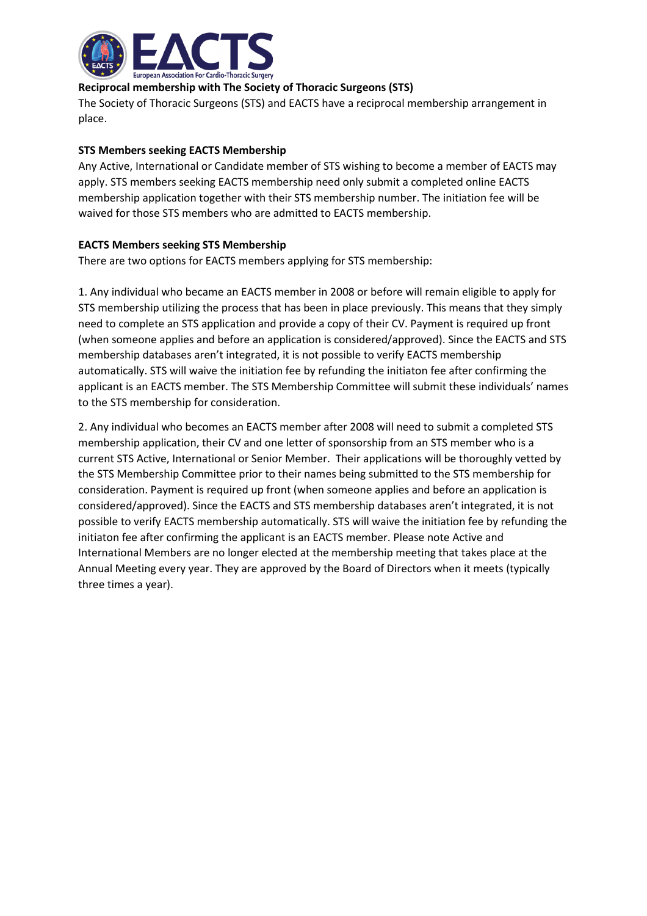**Reciprocal membership with The Society of Thoracic Surgeons (STS)**

The Society of Thoracic Surgeons (STS) and EACTS have a reciprocal membership arrangement in place.

**STS Members seeking EACTS Membership**

Any Active, International or Candidate member of STS wishing to become a member of EACTS may apply. STS members seeking EACTS membership need only submit a completed online EACTS membership application together with their STS membership number. The initiation fee will be waived for those STS members who are admitted to EACTS membership.

**EACTS Members seeking STS Membership**

There are two options for EACTS members applying for STS membership:

1. Any individual who became an EACTS member in 2008 or before will remain eligible to apply for STS membership utilizing the process that has been in place previously. This means that they simply need to complete an STS application and provide a copy of their CV. Payment is required up front (when someone applies and before an application is considered/approved). Since the EACTS and STS membership databases aren't integrated, it is not possible to verify EACTS membership automatically. STS will waive the initiation fee by refunding the initiaton fee after confirming the applicant is an EACTS member. The STS Membership Committee will submit these individuals' names to the STS membership for consideration.

2. Any individual who becomes an EACTS member after 2008 will need to submit a completed STS membership application, their CV and one letter of sponsorship from an STS member who is a current STS Active, International or Senior Member. Their applications will be thoroughly vetted by the STS Membership Committee prior to their names being submitted to the STS membership for consideration. Payment is required up front (when someone applies and before an application is considered/approved). Since the EACTS and STS membership databases aren't integrated, it is not possible to verify EACTS membership automatically. STS will waive the initiation fee by refunding the initiaton fee after confirming the applicant is an EACTS member. Please note Active and International Members are no longer elected at the membership meeting that takes place at the Annual Meeting every year. They are approved by the Board of Directors when it meets (typically three times a year).